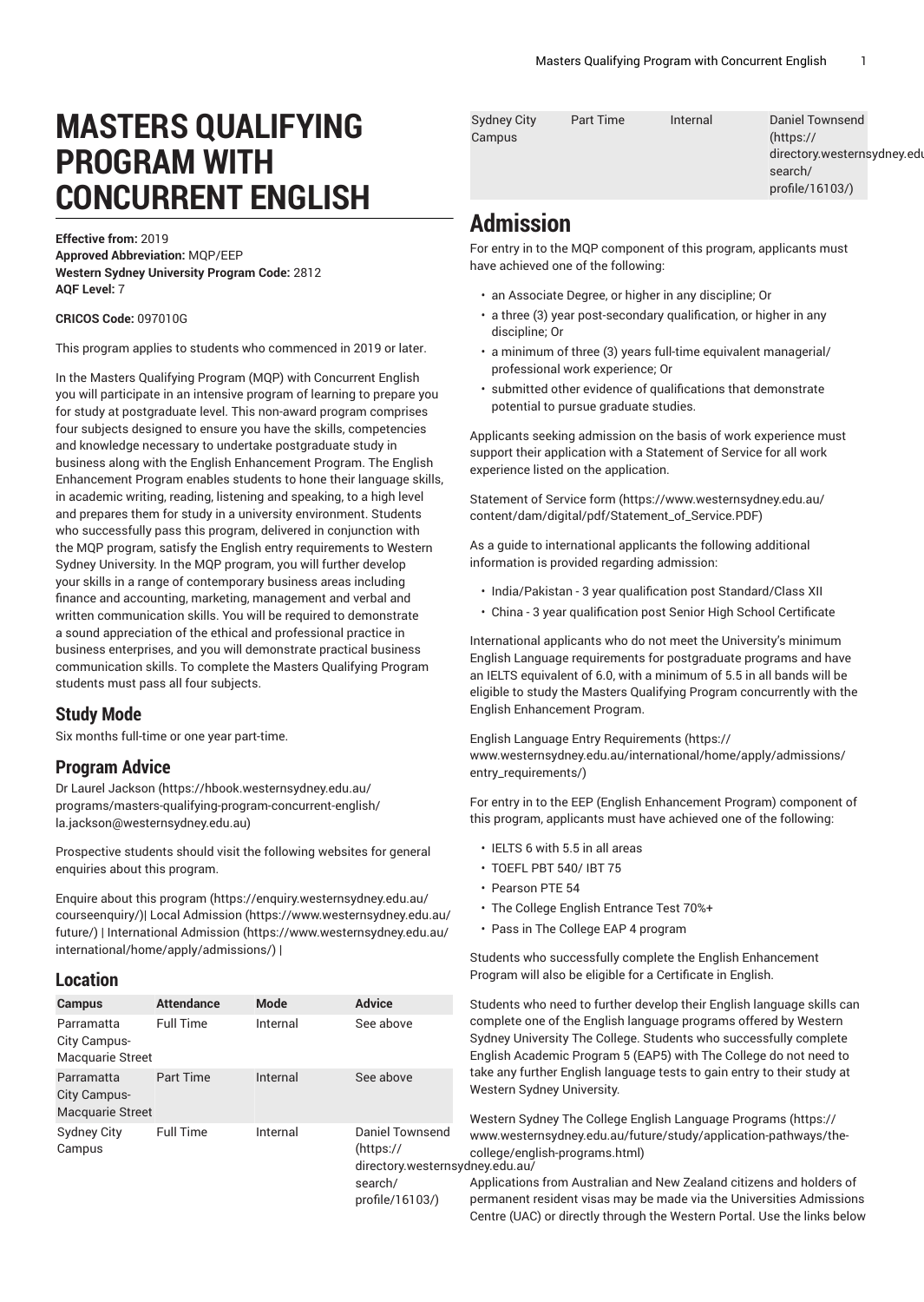# MASTERS QUALIFYING PROGRAM WITH CONCURRENT ENGLISH

**Effective from:** 2019
**Approved Abbreviation:** MQP/EEP
**Western Sydney University Program Code:** 2812
**AQF Level:** 7

**CRICOS Code:** 097010G

This program applies to students who commenced in 2019 or later.

In the Masters Qualifying Program (MQP) with Concurrent English you will participate in an intensive program of learning to prepare you for study at postgraduate level. This non-award program comprises four subjects designed to ensure you have the skills, competencies and knowledge necessary to undertake postgraduate study in business along with the English Enhancement Program. The English Enhancement Program enables students to hone their language skills, in academic writing, reading, listening and speaking, to a high level and prepares them for study in a university environment. Students who successfully pass this program, delivered in conjunction with the MQP program, satisfy the English entry requirements to Western Sydney University. In the MQP program, you will further develop your skills in a range of contemporary business areas including finance and accounting, marketing, management and verbal and written communication skills. You will be required to demonstrate a sound appreciation of the ethical and professional practice in business enterprises, and you will demonstrate practical business communication skills. To complete the Masters Qualifying Program students must pass all four subjects.

## Study Mode

Six months full-time or one year part-time.

## Program Advice

Dr Laurel Jackson (https://hbook.westernsydney.edu.au/programs/masters-qualifying-program-concurrent-english/la.jackson@westernsydney.edu.au)

Prospective students should visit the following websites for general enquiries about this program.

Enquire about this program (https://enquiry.westernsydney.edu.au/courseenquiry/)| Local Admission (https://www.westernsydney.edu.au/future/) | International Admission (https://www.westernsydney.edu.au/international/home/apply/admissions/) |

## Location

| Campus | Attendance | Mode | Advice |
|---|---|---|---|
| Parramatta City Campus-Macquarie Street | Full Time | Internal | See above |
| Parramatta City Campus-Macquarie Street | Part Time | Internal | See above |
| Sydney City Campus | Full Time | Internal | Daniel Townsend (https://directory.westernsydney.edu.au/search/profile/16103/) |
| Sydney City Campus | Part Time | Internal | Daniel Townsend (https://directory.westernsydney.edu.au/search/profile/16103/) |

# Admission

For entry in to the MQP component of this program, applicants must have achieved one of the following:

- an Associate Degree, or higher in any discipline; Or
- a three (3) year post-secondary qualification, or higher in any discipline; Or
- a minimum of three (3) years full-time equivalent managerial/professional work experience; Or
- submitted other evidence of qualifications that demonstrate potential to pursue graduate studies.

Applicants seeking admission on the basis of work experience must support their application with a Statement of Service for all work experience listed on the application.

Statement of Service form (https://www.westernsydney.edu.au/content/dam/digital/pdf/Statement_of_Service.PDF)

As a guide to international applicants the following additional information is provided regarding admission:

- India/Pakistan - 3 year qualification post Standard/Class XII
- China - 3 year qualification post Senior High School Certificate

International applicants who do not meet the University's minimum English Language requirements for postgraduate programs and have an IELTS equivalent of 6.0, with a minimum of 5.5 in all bands will be eligible to study the Masters Qualifying Program concurrently with the English Enhancement Program.

English Language Entry Requirements (https://www.westernsydney.edu.au/international/home/apply/admissions/entry_requirements/)

For entry in to the EEP (English Enhancement Program) component of this program, applicants must have achieved one of the following:

- IELTS 6 with 5.5 in all areas
- TOEFL PBT 540/ IBT 75
- Pearson PTE 54
- The College English Entrance Test 70%+
- Pass in The College EAP 4 program

Students who successfully complete the English Enhancement Program will also be eligible for a Certificate in English.

Students who need to further develop their English language skills can complete one of the English language programs offered by Western Sydney University The College. Students who successfully complete English Academic Program 5 (EAP5) with The College do not need to take any further English language tests to gain entry to their study at Western Sydney University.

Western Sydney The College English Language Programs (https://www.westernsydney.edu.au/future/study/application-pathways/the-college/english-programs.html)

Applications from Australian and New Zealand citizens and holders of permanent resident visas may be made via the Universities Admissions Centre (UAC) or directly through the Western Portal. Use the links below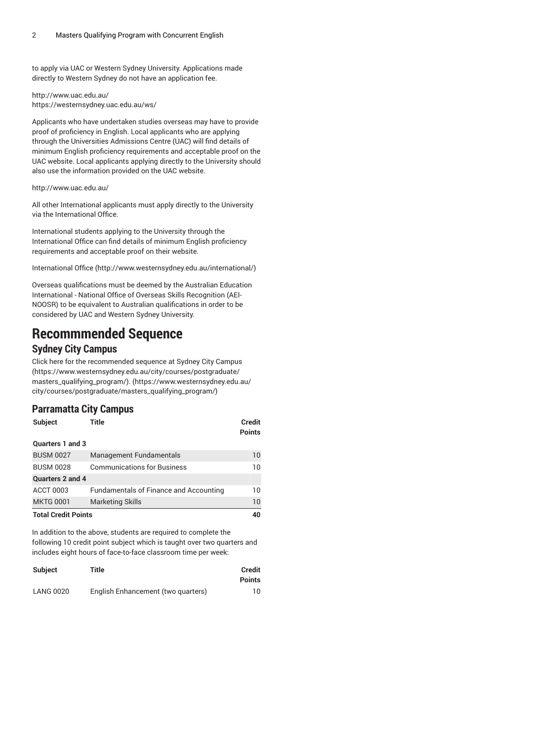to apply via UAC or Western Sydney University. Applications made directly to Western Sydney do not have an application fee.

http://www.uac.edu.au/
https://westernsydney.uac.edu.au/ws/

Applicants who have undertaken studies overseas may have to provide proof of proficiency in English. Local applicants who are applying through the Universities Admissions Centre (UAC) will find details of minimum English proficiency requirements and acceptable proof on the UAC website. Local applicants applying directly to the University should also use the information provided on the UAC website.

http://www.uac.edu.au/

All other International applicants must apply directly to the University via the International Office.

International students applying to the University through the International Office can find details of minimum English proficiency requirements and acceptable proof on their website.

International Office (http://www.westernsydney.edu.au/international/)

Overseas qualifications must be deemed by the Australian Education International - National Office of Overseas Skills Recognition (AEI-NOOSR) to be equivalent to Australian qualifications in order to be considered by UAC and Western Sydney University.

# Recommmended Sequence

## Sydney City Campus

Click here for the recommended sequence at Sydney City Campus (https://www.westernsydney.edu.au/city/courses/postgraduate/masters_qualifying_program/). (https://www.westernsydney.edu.au/city/courses/postgraduate/masters_qualifying_program/)

## Parramatta City Campus

| Subject | Title | Credit Points |
| --- | --- | --- |
| **Quarters 1 and 3** | | |
| BUSM 0027 | Management Fundamentals | 10 |
| BUSM 0028 | Communications for Business | 10 |
| **Quarters 2 and 4** | | |
| ACCT 0003 | Fundamentals of Finance and Accounting | 10 |
| MKTG 0001 | Marketing Skills | 10 |
| **Total Credit Points** | | **40** |

In addition to the above, students are required to complete the following 10 credit point subject which is taught over two quarters and includes eight hours of face-to-face classroom time per week:

| Subject | Title | Credit Points |
| --- | --- | --- |
| LANG 0020 | English Enhancement (two quarters) | 10 |